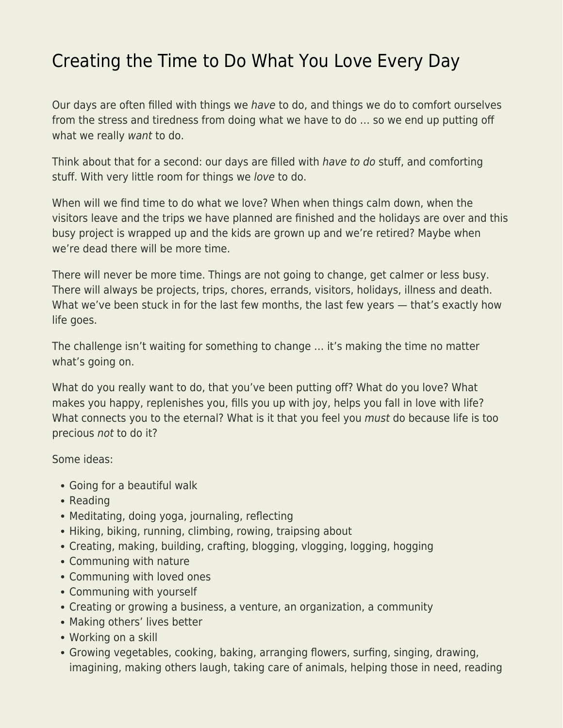# Creating the Time to Do What You Love Every Day

Our days are often filled with things we *have* to do, and things we do to comfort ourselves from the stress and tiredness from doing what we have to do … so we end up putting off what we really *want* to do.

Think about that for a second: our days are filled with *have to do* stuff, and comforting stuff. With very little room for things we *love* to do.

When will we find time to do what we love? When when things calm down, when the visitors leave and the trips we have planned are finished and the holidays are over and this busy project is wrapped up and the kids are grown up and we're retired? Maybe when we're dead there will be more time.

There will never be more time. Things are not going to change, get calmer or less busy. There will always be projects, trips, chores, errands, visitors, holidays, illness and death. What we've been stuck in for the last few months, the last few years — that's exactly how life goes.

The challenge isn't waiting for something to change … it's making the time no matter what's going on.

What do you really want to do, that you've been putting off? What do you love? What makes you happy, replenishes you, fills you up with joy, helps you fall in love with life? What connects you to the eternal? What is it that you feel you *must* do because life is too precious *not* to do it?

Some ideas:

- Going for a beautiful walk
- Reading
- Meditating, doing yoga, journaling, reflecting
- Hiking, biking, running, climbing, rowing, traipsing about
- Creating, making, building, crafting, blogging, vlogging, logging, hogging
- Communing with nature
- Communing with loved ones
- Communing with yourself
- Creating or growing a business, a venture, an organization, a community
- Making others' lives better
- Working on a skill
- Growing vegetables, cooking, baking, arranging flowers, surfing, singing, drawing, imagining, making others laugh, taking care of animals, helping those in need, reading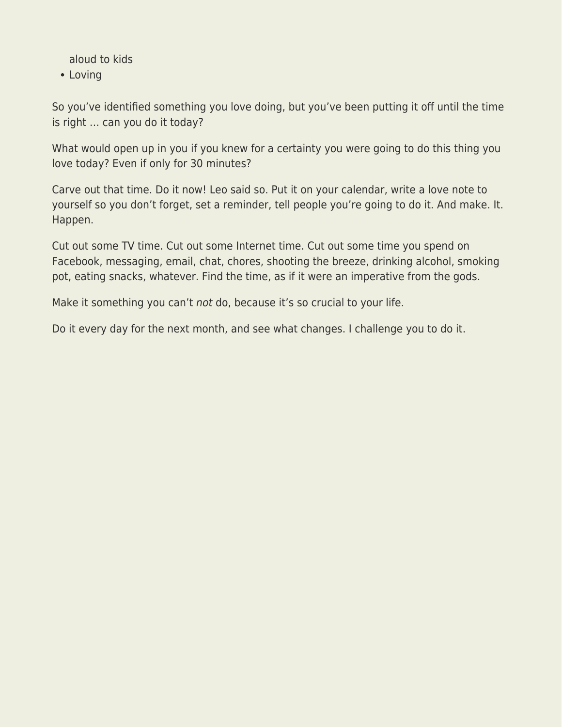aloud to kids
- Loving

So you've identified something you love doing, but you've been putting it off until the time is right … can you do it today?

What would open up in you if you knew for a certainty you were going to do this thing you love today? Even if only for 30 minutes?

Carve out that time. Do it now! Leo said so. Put it on your calendar, write a love note to yourself so you don't forget, set a reminder, tell people you're going to do it. And make. It. Happen.

Cut out some TV time. Cut out some Internet time. Cut out some time you spend on Facebook, messaging, email, chat, chores, shooting the breeze, drinking alcohol, smoking pot, eating snacks, whatever. Find the time, as if it were an imperative from the gods.

Make it something you can't *not* do, because it's so crucial to your life.

Do it every day for the next month, and see what changes. I challenge you to do it.